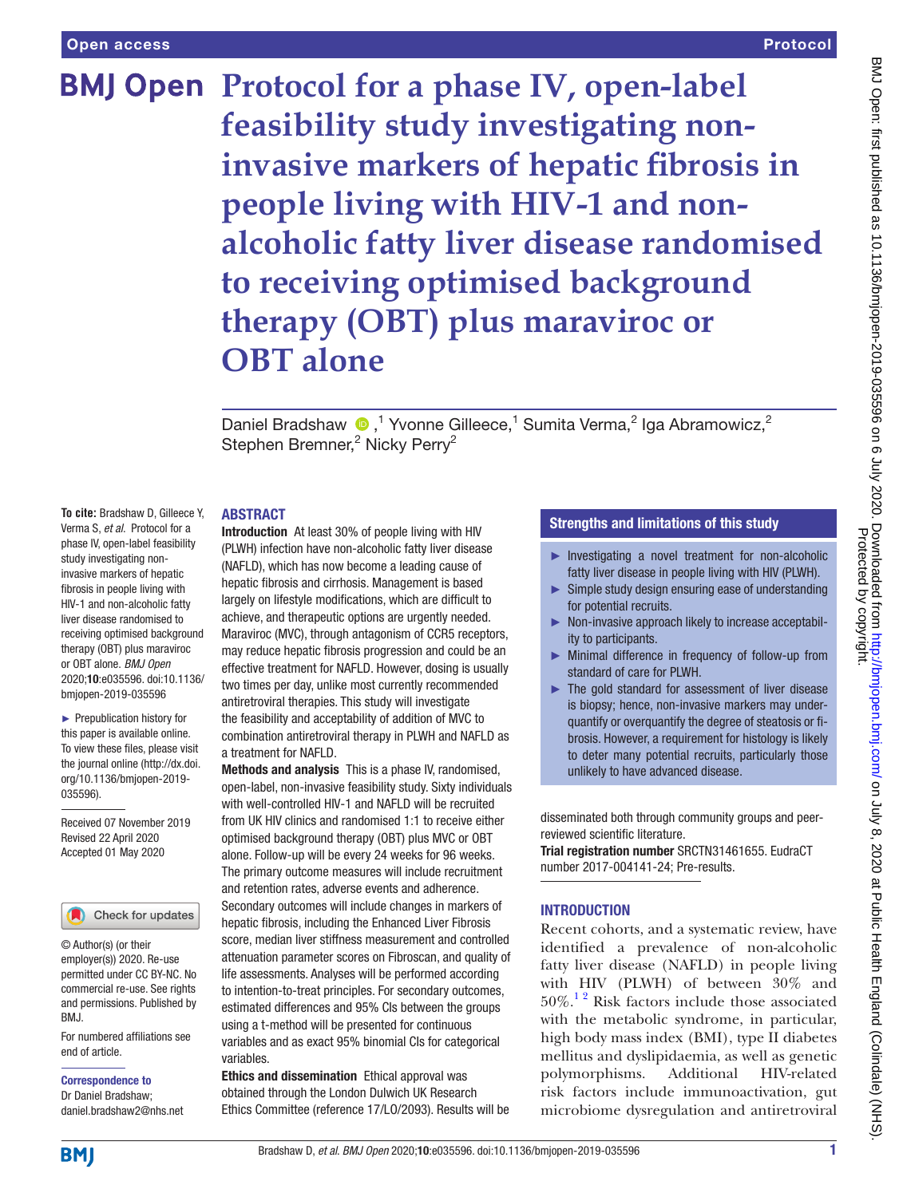Open access | Protocol

# Protocol for a phase IV, open-label feasibility study investigating non-invasive markers of hepatic fibrosis in people living with HIV-1 and non-alcoholic fatty liver disease randomised to receiving optimised background therapy (OBT) plus maraviroc or OBT alone

Daniel Bradshaw,[1] Yvonne Gilleece,[1] Sumita Verma,[2] Iga Abramowicz,[2] Stephen Bremner,[2] Nicky Perry[2]

**To cite:** Bradshaw D, Gilleece Y, Verma S, *et al*. Protocol for a phase IV, open-label feasibility study investigating non-invasive markers of hepatic fibrosis in people living with HIV-1 and non-alcoholic fatty liver disease randomised to receiving optimised background therapy (OBT) plus maraviroc or OBT alone. *BMJ Open* 2020;**10**:e035596. doi:10.1136/bmjopen-2019-035596

► Prepublication history for this paper is available online. To view these files, please visit the journal online (http://dx.doi.org/10.1136/bmjopen-2019-035596).

Received 07 November 2019
Revised 22 April 2020
Accepted 01 May 2020

© Author(s) (or their employer(s)) 2020. Re-use permitted under CC BY-NC. No commercial re-use. See rights and permissions. Published by BMJ.

For numbered affiliations see end of article.

**Correspondence to**
Dr Daniel Bradshaw;
daniel.bradshaw2@nhs.net

## ABSTRACT

**Introduction** At least 30% of people living with HIV (PLWH) infection have non-alcoholic fatty liver disease (NAFLD), which has now become a leading cause of hepatic fibrosis and cirrhosis. Management is based largely on lifestyle modifications, which are difficult to achieve, and therapeutic options are urgently needed. Maraviroc (MVC), through antagonism of CCR5 receptors, may reduce hepatic fibrosis progression and could be an effective treatment for NAFLD. However, dosing is usually two times per day, unlike most currently recommended antiretroviral therapies. This study will investigate the feasibility and acceptability of addition of MVC to combination antiretroviral therapy in PLWH and NAFLD as a treatment for NAFLD.

**Methods and analysis** This is a phase IV, randomised, open-label, non-invasive feasibility study. Sixty individuals with well-controlled HIV-1 and NAFLD will be recruited from UK HIV clinics and randomised 1:1 to receive either optimised background therapy (OBT) plus MVC or OBT alone. Follow-up will be every 24 weeks for 96 weeks. The primary outcome measures will include recruitment and retention rates, adverse events and adherence. Secondary outcomes will include changes in markers of hepatic fibrosis, including the Enhanced Liver Fibrosis score, median liver stiffness measurement and controlled attenuation parameter scores on Fibroscan, and quality of life assessments. Analyses will be performed according to intention-to-treat principles. For secondary outcomes, estimated differences and 95% CIs between the groups using a t-method will be presented for continuous variables and as exact 95% binomial CIs for categorical variables.

**Ethics and dissemination** Ethical approval was obtained through the London Dulwich UK Research Ethics Committee (reference 17/LO/2093). Results will be disseminated both through community groups and peer-reviewed scientific literature.

**Trial registration number** SRCTN31461655. EudraCT number 2017-004141-24; Pre-results.

### Strengths and limitations of this study

- ► Investigating a novel treatment for non-alcoholic fatty liver disease in people living with HIV (PLWH).
- ► Simple study design ensuring ease of understanding for potential recruits.
- ► Non-invasive approach likely to increase acceptability to participants.
- ► Minimal difference in frequency of follow-up from standard of care for PLWH.
- ► The gold standard for assessment of liver disease is biopsy; hence, non-invasive markers may underquantify or overquantify the degree of steatosis or fibrosis. However, a requirement for histology is likely to deter many potential recruits, particularly those unlikely to have advanced disease.

## INTRODUCTION

Recent cohorts, and a systematic review, have identified a prevalence of non-alcoholic fatty liver disease (NAFLD) in people living with HIV (PLWH) of between 30% and 50%.[1,2] Risk factors include those associated with the metabolic syndrome, in particular, high body mass index (BMI), type II diabetes mellitus and dyslipidaemia, as well as genetic polymorphisms. Additional HIV-related risk factors include immunoactivation, gut microbiome dysregulation and antiretroviral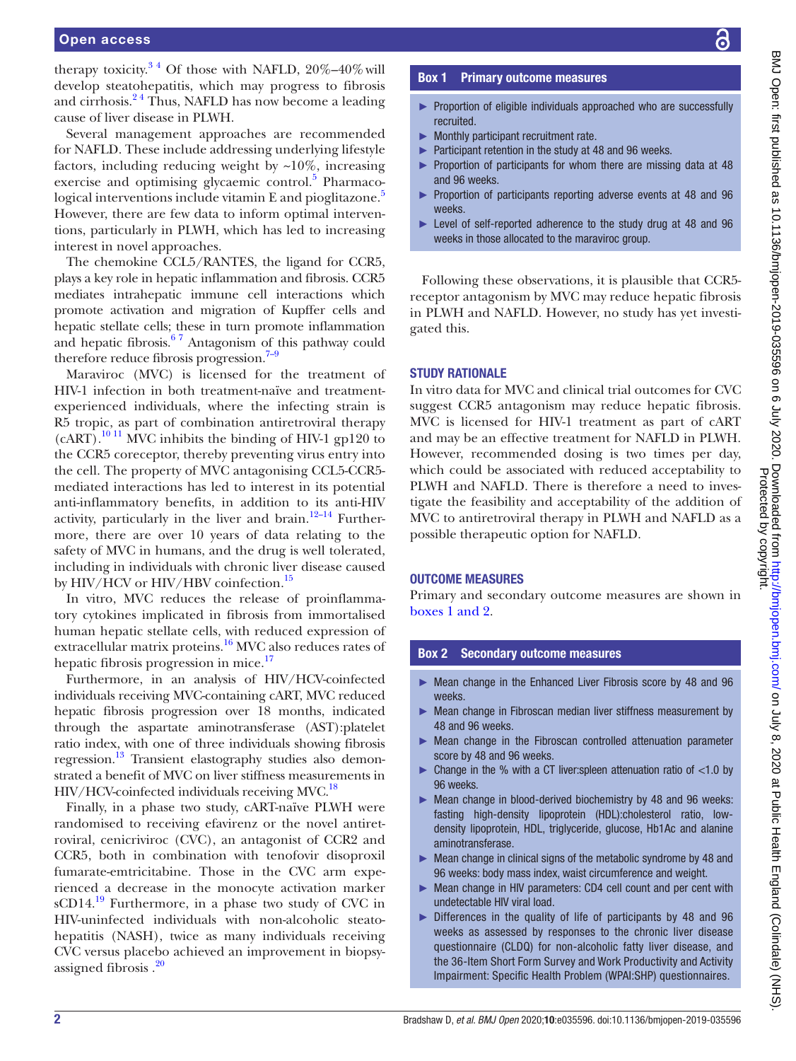therapy toxicity.[3 4] Of those with NAFLD, 20%–40% will develop steatohepatitis, which may progress to fibrosis and cirrhosis.[2 4] Thus, NAFLD has now become a leading cause of liver disease in PLWH.

Several management approaches are recommended for NAFLD. These include addressing underlying lifestyle factors, including reducing weight by ~10%, increasing exercise and optimising glycaemic control.[5] Pharmacological interventions include vitamin E and pioglitazone.[5] However, there are few data to inform optimal interventions, particularly in PLWH, which has led to increasing interest in novel approaches.

The chemokine CCL5/RANTES, the ligand for CCR5, plays a key role in hepatic inflammation and fibrosis. CCR5 mediates intrahepatic immune cell interactions which promote activation and migration of Kupffer cells and hepatic stellate cells; these in turn promote inflammation and hepatic fibrosis.[6 7] Antagonism of this pathway could therefore reduce fibrosis progression.[7–9]

Maraviroc (MVC) is licensed for the treatment of HIV-1 infection in both treatment-naïve and treatment-experienced individuals, where the infecting strain is R5 tropic, as part of combination antiretroviral therapy (cART).[10 11] MVC inhibits the binding of HIV-1 gp120 to the CCR5 coreceptor, thereby preventing virus entry into the cell. The property of MVC antagonising CCL5-CCR5-mediated interactions has led to interest in its potential anti-inflammatory benefits, in addition to its anti-HIV activity, particularly in the liver and brain.[12–14] Furthermore, there are over 10 years of data relating to the safety of MVC in humans, and the drug is well tolerated, including in individuals with chronic liver disease caused by HIV/HCV or HIV/HBV coinfection.[15]

In vitro, MVC reduces the release of proinflammatory cytokines implicated in fibrosis from immortalised human hepatic stellate cells, with reduced expression of extracellular matrix proteins.[16] MVC also reduces rates of hepatic fibrosis progression in mice.[17]

Furthermore, in an analysis of HIV/HCV-coinfected individuals receiving MVC-containing cART, MVC reduced hepatic fibrosis progression over 18 months, indicated through the aspartate aminotransferase (AST):platelet ratio index, with one of three individuals showing fibrosis regression.[13] Transient elastography studies also demonstrated a benefit of MVC on liver stiffness measurements in HIV/HCV-coinfected individuals receiving MVC.[18]

Finally, in a phase two study, cART-naïve PLWH were randomised to receiving efavirenz or the novel antiretroviral, cenicriviroc (CVC), an antagonist of CCR2 and CCR5, both in combination with tenofovir disoproxil fumarate-emtricitabine. Those in the CVC arm experienced a decrease in the monocyte activation marker sCD14.[19] Furthermore, in a phase two study of CVC in HIV-uninfected individuals with non-alcoholic steatohepatitis (NASH), twice as many individuals receiving CVC versus placebo achieved an improvement in biopsy-assigned fibrosis .[20]

**Box 1 Primary outcome measures**

- Proportion of eligible individuals approached who are successfully recruited.
- Monthly participant recruitment rate.
- Participant retention in the study at 48 and 96 weeks.
- Proportion of participants for whom there are missing data at 48 and 96 weeks.
- Proportion of participants reporting adverse events at 48 and 96 weeks.
- Level of self-reported adherence to the study drug at 48 and 96 weeks in those allocated to the maraviroc group.

Following these observations, it is plausible that CCR5-receptor antagonism by MVC may reduce hepatic fibrosis in PLWH and NAFLD. However, no study has yet investigated this.

## STUDY RATIONALE

In vitro data for MVC and clinical trial outcomes for CVC suggest CCR5 antagonism may reduce hepatic fibrosis. MVC is licensed for HIV-1 treatment as part of cART and may be an effective treatment for NAFLD in PLWH. However, recommended dosing is two times per day, which could be associated with reduced acceptability to PLWH and NAFLD. There is therefore a need to investigate the feasibility and acceptability of the addition of MVC to antiretroviral therapy in PLWH and NAFLD as a possible therapeutic option for NAFLD.

## OUTCOME MEASURES

Primary and secondary outcome measures are shown in boxes 1 and 2.

**Box 2 Secondary outcome measures**

- Mean change in the Enhanced Liver Fibrosis score by 48 and 96 weeks.
- Mean change in Fibroscan median liver stiffness measurement by 48 and 96 weeks.
- Mean change in the Fibroscan controlled attenuation parameter score by 48 and 96 weeks.
- Change in the % with a CT liver:spleen attenuation ratio of <1.0 by 96 weeks.
- Mean change in blood-derived biochemistry by 48 and 96 weeks: fasting high-density lipoprotein (HDL):cholesterol ratio, low-density lipoprotein, HDL, triglyceride, glucose, Hb1Ac and alanine aminotransferase.
- Mean change in clinical signs of the metabolic syndrome by 48 and 96 weeks: body mass index, waist circumference and weight.
- Mean change in HIV parameters: CD4 cell count and per cent with undetectable HIV viral load.
- Differences in the quality of life of participants by 48 and 96 weeks as assessed by responses to the chronic liver disease questionnaire (CLDQ) for non-alcoholic fatty liver disease, and the 36-Item Short Form Survey and Work Productivity and Activity Impairment: Specific Health Problem (WPAI:SHP) questionnaires.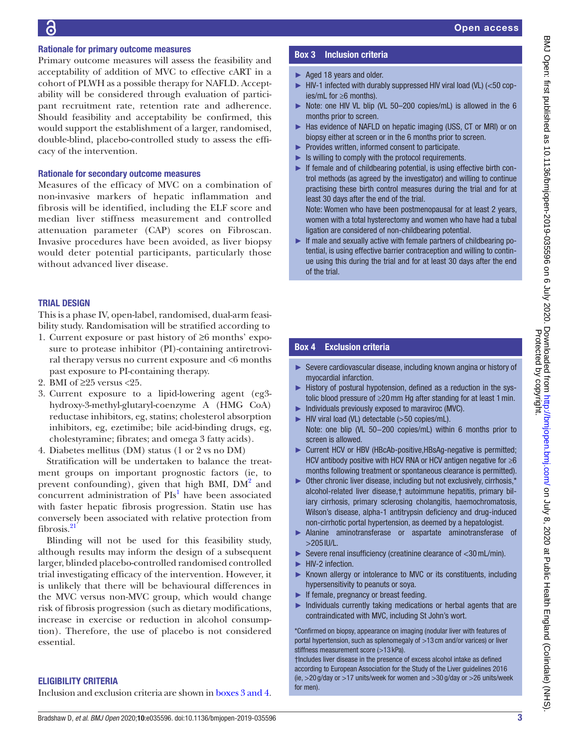### Rationale for primary outcome measures

Primary outcome measures will assess the feasibility and acceptability of addition of MVC to effective cART in a cohort of PLWH as a possible therapy for NAFLD. Acceptability will be considered through evaluation of participant recruitment rate, retention rate and adherence. Should feasibility and acceptability be confirmed, this would support the establishment of a larger, randomised, double-blind, placebo-controlled study to assess the efficacy of the intervention.

### Rationale for secondary outcome measures

Measures of the efficacy of MVC on a combination of non-invasive markers of hepatic inflammation and fibrosis will be identified, including the ELF score and median liver stiffness measurement and controlled attenuation parameter (CAP) scores on Fibroscan. Invasive procedures have been avoided, as liver biopsy would deter potential participants, particularly those without advanced liver disease.

## TRIAL DESIGN

This is a phase IV, open-label, randomised, dual-arm feasibility study. Randomisation will be stratified according to

1. Current exposure or past history of ≥6 months' exposure to protease inhibitor (PI)-containing antiretroviral therapy versus no current exposure and <6 months past exposure to PI-containing therapy.
2. BMI of ≥25 versus <25.
3. Current exposure to a lipid-lowering agent (eg3-hydroxy-3-methyl-glutaryl-coenzyme A (HMG CoA) reductase inhibitors, eg, statins; cholesterol absorption inhibitors, eg, ezetimibe; bile acid-binding drugs, eg, cholestyramine; fibrates; and omega 3 fatty acids).
4. Diabetes mellitus (DM) status (1 or 2 vs no DM)

Stratification will be undertaken to balance the treatment groups on important prognostic factors (ie, to prevent confounding), given that high BMI, DM[2] and concurrent administration of PIs[1] have been associated with faster hepatic fibrosis progression. Statin use has conversely been associated with relative protection from fibrosis.[21]

Blinding will not be used for this feasibility study, although results may inform the design of a subsequent larger, blinded placebo-controlled randomised controlled trial investigating efficacy of the intervention. However, it is unlikely that there will be behavioural differences in the MVC versus non-MVC group, which would change risk of fibrosis progression (such as dietary modifications, increase in exercise or reduction in alcohol consumption). Therefore, the use of placebo is not considered essential.

## ELIGIBILITY CRITERIA

Inclusion and exclusion criteria are shown in boxes 3 and 4.

**Box 3 Inclusion criteria**

- Aged 18 years and older.
- HIV-1 infected with durably suppressed HIV viral load (VL) (<50 copies/mL for ≥6 months).
- Note: one HIV VL blip (VL 50–200 copies/mL) is allowed in the 6 months prior to screen.
- Has evidence of NAFLD on hepatic imaging (USS, CT or MRI) or on biopsy either at screen or in the 6 months prior to screen.
- Provides written, informed consent to participate.
- Is willing to comply with the protocol requirements.
- If female and of childbearing potential, is using effective birth control methods (as agreed by the investigator) and willing to continue practising these birth control measures during the trial and for at least 30 days after the end of the trial.
  Note: Women who have been postmenopausal for at least 2 years, women with a total hysterectomy and women who have had a tubal ligation are considered of non-childbearing potential.
- If male and sexually active with female partners of childbearing potential, is using effective barrier contraception and willing to continue using this during the trial and for at least 30 days after the end of the trial.

**Box 4 Exclusion criteria**

- Severe cardiovascular disease, including known angina or history of myocardial infarction.
- History of postural hypotension, defined as a reduction in the systolic blood pressure of ≥20 mm Hg after standing for at least 1 min.
- Individuals previously exposed to maraviroc (MVC).
- HIV viral load (VL) detectable (>50 copies/mL).
  Note: one blip (VL 50–200 copies/mL) within 6 months prior to screen is allowed.
- Current HCV or HBV (HBcAb-positive,HBsAg-negative is permitted; HCV antibody positive with HCV RNA or HCV antigen negative for ≥6 months following treatment or spontaneous clearance is permitted).
- Other chronic liver disease, including but not exclusively, cirrhosis,* alcohol-related liver disease,† autoimmune hepatitis, primary biliary cirrhosis, primary sclerosing cholangitis, haemochromatosis, Wilson's disease, alpha-1 antitrypsin deficiency and drug-induced non-cirrhotic portal hypertension, as deemed by a hepatologist.
- Alanine aminotransferase or aspartate aminotransferase of >205 IU/L.
- Severe renal insufficiency (creatinine clearance of <30 mL/min).
- HIV-2 infection.
- Known allergy or intolerance to MVC or its constituents, including hypersensitivity to peanuts or soya.
- If female, pregnancy or breast feeding.
- Individuals currently taking medications or herbal agents that are contraindicated with MVC, including St John's wort.

*Confirmed on biopsy, appearance on imaging (nodular liver with features of portal hypertension, such as splenomegaly of >13 cm and/or varices) or liver stiffness measurement score (>13 kPa).
†Includes liver disease in the presence of excess alcohol intake as defined according to European Association for the Study of the Liver guidelines 2016 (ie, >20 g/day or >17 units/week for women and >30 g/day or >26 units/week for men).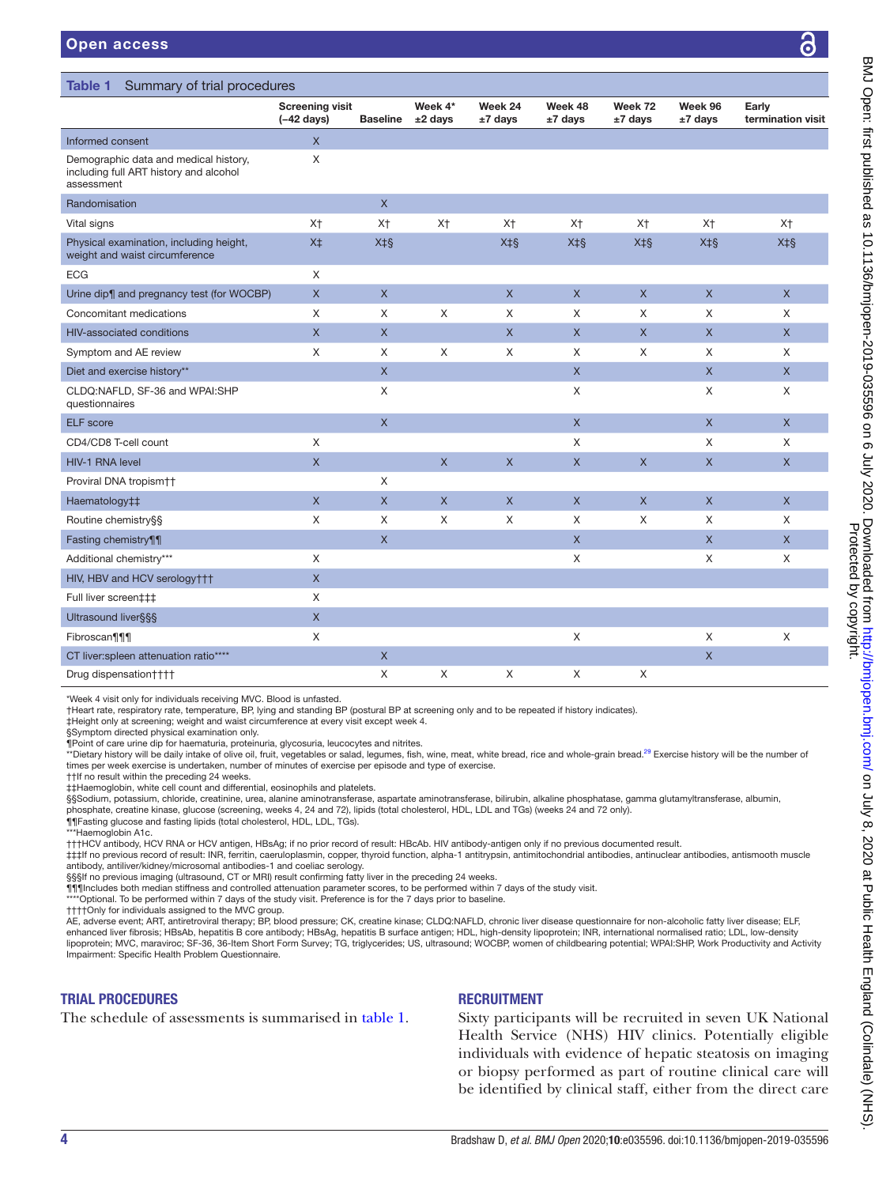**Table 1** Summary of trial procedures

| | Screening visit (−42 days) | Baseline | Week 4* ±2 days | Week 24 ±7 days | Week 48 ±7 days | Week 72 ±7 days | Week 96 ±7 days | Early termination visit |
|---|---|---|---|---|---|---|---|---|
| Informed consent | X | | | | | | | |
| Demographic data and medical history, including full ART history and alcohol assessment | X | | | | | | | |
| Randomisation | | X | | | | | | |
| Vital signs | X† | X† | X† | X† | X† | X† | X† | X† |
| Physical examination, including height, weight and waist circumference | X‡ | X‡§ | | X‡§ | X‡§ | X‡§ | X‡§ | X‡§ |
| ECG | X | | | | | | | |
| Urine dip¶ and pregnancy test (for WOCBP) | X | X | | X | X | X | X | X |
| Concomitant medications | X | X | X | X | X | X | X | X |
| HIV-associated conditions | X | X | | X | X | X | X | X |
| Symptom and AE review | X | X | X | X | X | X | X | X |
| Diet and exercise history** | | X | | | X | | X | X |
| CLDQ:NAFLD, SF-36 and WPAI:SHP questionnaires | | X | | | X | | X | X |
| ELF score | | X | | | X | | X | X |
| CD4/CD8 T-cell count | X | | | | X | | X | X |
| HIV-1 RNA level | X | | X | X | X | X | X | X |
| Proviral DNA tropism†† | | X | | | | | | |
| Haematology‡‡ | X | X | X | X | X | X | X | X |
| Routine chemistry§§ | X | X | X | X | X | X | X | X |
| Fasting chemistry¶¶ | | X | | | X | | X | X |
| Additional chemistry*** | X | | | | X | | X | X |
| HIV, HBV and HCV serology††† | X | | | | | | | |
| Full liver screen‡‡‡ | X | | | | | | | |
| Ultrasound liver§§§ | X | | | | | | | |
| Fibroscan¶¶¶ | X | | | | X | | X | X |
| CT liver:spleen attenuation ratio**** | | X | | | | | X | |
| Drug dispensation†††† | | X | X | X | X | X | | |

*Week 4 visit only for individuals receiving MVC. Blood is unfasted.
†Heart rate, respiratory rate, temperature, BP, lying and standing BP (postural BP at screening only and to be repeated if history indicates).
‡Height only at screening; weight and waist circumference at every visit except week 4.
§Symptom directed physical examination only.
¶Point of care urine dip for haematuria, proteinuria, glycosuria, leucocytes and nitrites.
**Dietary history will be daily intake of olive oil, fruit, vegetables or salad, legumes, fish, wine, meat, white bread, rice and whole-grain bread.[29] Exercise history will be the number of times per week exercise is undertaken, number of minutes of exercise per episode and type of exercise.
††If no result within the preceding 24 weeks.
‡‡Haemoglobin, white cell count and differential, eosinophils and platelets.
§§Sodium, potassium, chloride, creatinine, urea, alanine aminotransferase, aspartate aminotransferase, bilirubin, alkaline phosphatase, gamma glutamyltransferase, albumin, phosphate, creatine kinase, glucose (screening, weeks 4, 24 and 72), lipids (total cholesterol, HDL, LDL and TGs) (weeks 24 and 72 only).
¶¶Fasting glucose and fasting lipids (total cholesterol, HDL, LDL, TGs).
***Haemoglobin A1c.
†††HCV antibody, HCV RNA or HCV antigen, HBsAg; if no prior record of result: HBcAb. HIV antibody-antigen only if no previous documented result.
‡‡‡If no previous record of result: INR, ferritin, caeruloplasmin, copper, thyroid function, alpha-1 antitrypsin, antimitochondrial antibodies, antinuclear antibodies, antismooth muscle antibody, antiliver/kidney/microsomal antibodies-1 and coeliac serology.
§§§If no previous imaging (ultrasound, CT or MRI) result confirming fatty liver in the preceding 24 weeks.
¶¶¶Includes both median stiffness and controlled attenuation parameter scores, to be performed within 7 days of the study visit.
****Optional. To be performed within 7 days of the study visit. Preference is for the 7 days prior to baseline.
††††Only for individuals assigned to the MVC group.
AE, adverse event; ART, antiretroviral therapy; BP, blood pressure; CK, creatine kinase; CLDQ:NAFLD, chronic liver disease questionnaire for non-alcoholic fatty liver disease; ELF, enhanced liver fibrosis; HBsAb, hepatitis B core antibody; HBsAg, hepatitis B surface antigen; HDL, high-density lipoprotein; INR, international normalised ratio; LDL, low-density lipoprotein; MVC, maraviroc; SF-36, 36-Item Short Form Survey; TG, triglycerides; US, ultrasound; WOCBP, women of childbearing potential; WPAI:SHP, Work Productivity and Activity Impairment: Specific Health Problem Questionnaire.

## TRIAL PROCEDURES

The schedule of assessments is summarised in table 1.

## RECRUITMENT

Sixty participants will be recruited in seven UK National Health Service (NHS) HIV clinics. Potentially eligible individuals with evidence of hepatic steatosis on imaging or biopsy performed as part of routine clinical care will be identified by clinical staff, either from the direct care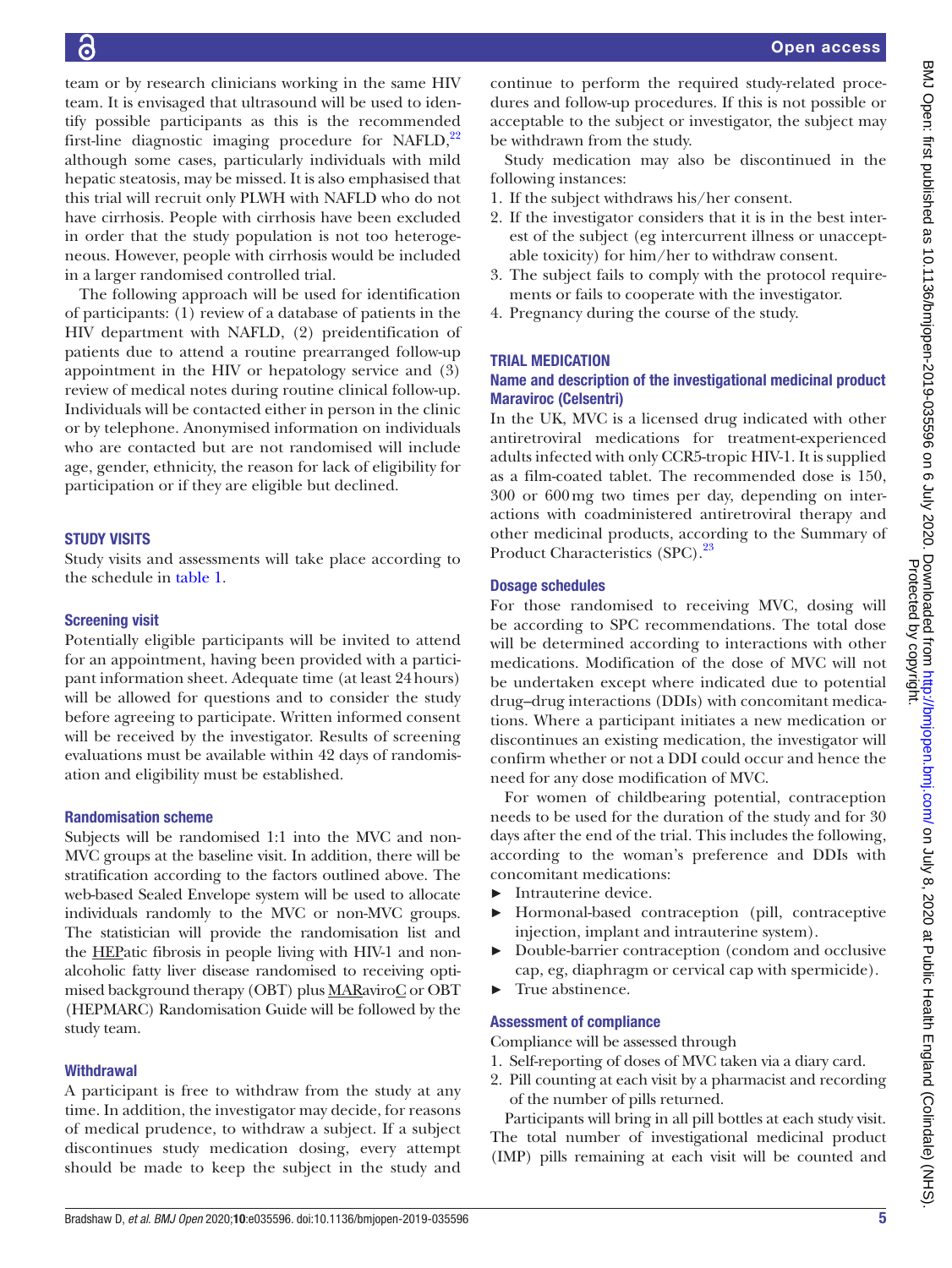team or by research clinicians working in the same HIV team. It is envisaged that ultrasound will be used to identify possible participants as this is the recommended first-line diagnostic imaging procedure for NAFLD,[22] although some cases, particularly individuals with mild hepatic steatosis, may be missed. It is also emphasised that this trial will recruit only PLWH with NAFLD who do not have cirrhosis. People with cirrhosis have been excluded in order that the study population is not too heterogeneous. However, people with cirrhosis would be included in a larger randomised controlled trial.

The following approach will be used for identification of participants: (1) review of a database of patients in the HIV department with NAFLD, (2) preidentification of patients due to attend a routine prearranged follow-up appointment in the HIV or hepatology service and (3) review of medical notes during routine clinical follow-up. Individuals will be contacted either in person in the clinic or by telephone. Anonymised information on individuals who are contacted but are not randomised will include age, gender, ethnicity, the reason for lack of eligibility for participation or if they are eligible but declined.

## STUDY VISITS

Study visits and assessments will take place according to the schedule in table 1.

### Screening visit

Potentially eligible participants will be invited to attend for an appointment, having been provided with a participant information sheet. Adequate time (at least 24 hours) will be allowed for questions and to consider the study before agreeing to participate. Written informed consent will be received by the investigator. Results of screening evaluations must be available within 42 days of randomisation and eligibility must be established.

### Randomisation scheme

Subjects will be randomised 1:1 into the MVC and non-MVC groups at the baseline visit. In addition, there will be stratification according to the factors outlined above. The web-based Sealed Envelope system will be used to allocate individuals randomly to the MVC or non-MVC groups. The statistician will provide the randomisation list and the HEPatic fibrosis in people living with HIV-1 and non-alcoholic fatty liver disease randomised to receiving optimised background therapy (OBT) plus MARaviroC or OBT (HEPMARC) Randomisation Guide will be followed by the study team.

### Withdrawal

A participant is free to withdraw from the study at any time. In addition, the investigator may decide, for reasons of medical prudence, to withdraw a subject. If a subject discontinues study medication dosing, every attempt should be made to keep the subject in the study and continue to perform the required study-related procedures and follow-up procedures. If this is not possible or acceptable to the subject or investigator, the subject may be withdrawn from the study.

Study medication may also be discontinued in the following instances:

1. If the subject withdraws his/her consent.
2. If the investigator considers that it is in the best interest of the subject (eg intercurrent illness or unacceptable toxicity) for him/her to withdraw consent.
3. The subject fails to comply with the protocol requirements or fails to cooperate with the investigator.
4. Pregnancy during the course of the study.

## TRIAL MEDICATION

### Name and description of the investigational medicinal product Maraviroc (Celsentri)

In the UK, MVC is a licensed drug indicated with other antiretroviral medications for treatment-experienced adults infected with only CCR5-tropic HIV-1. It is supplied as a film-coated tablet. The recommended dose is 150, 300 or 600 mg two times per day, depending on interactions with coadministered antiretroviral therapy and other medicinal products, according to the Summary of Product Characteristics (SPC).[23]

### Dosage schedules

For those randomised to receiving MVC, dosing will be according to SPC recommendations. The total dose will be determined according to interactions with other medications. Modification of the dose of MVC will not be undertaken except where indicated due to potential drug–drug interactions (DDIs) with concomitant medications. Where a participant initiates a new medication or discontinues an existing medication, the investigator will confirm whether or not a DDI could occur and hence the need for any dose modification of MVC.

For women of childbearing potential, contraception needs to be used for the duration of the study and for 30 days after the end of the trial. This includes the following, according to the woman's preference and DDIs with concomitant medications:

- Intrauterine device.
- Hormonal-based contraception (pill, contraceptive injection, implant and intrauterine system).
- Double-barrier contraception (condom and occlusive cap, eg, diaphragm or cervical cap with spermicide).
- True abstinence.

### Assessment of compliance

Compliance will be assessed through

1. Self-reporting of doses of MVC taken via a diary card.
2. Pill counting at each visit by a pharmacist and recording of the number of pills returned.

Participants will bring in all pill bottles at each study visit. The total number of investigational medicinal product (IMP) pills remaining at each visit will be counted and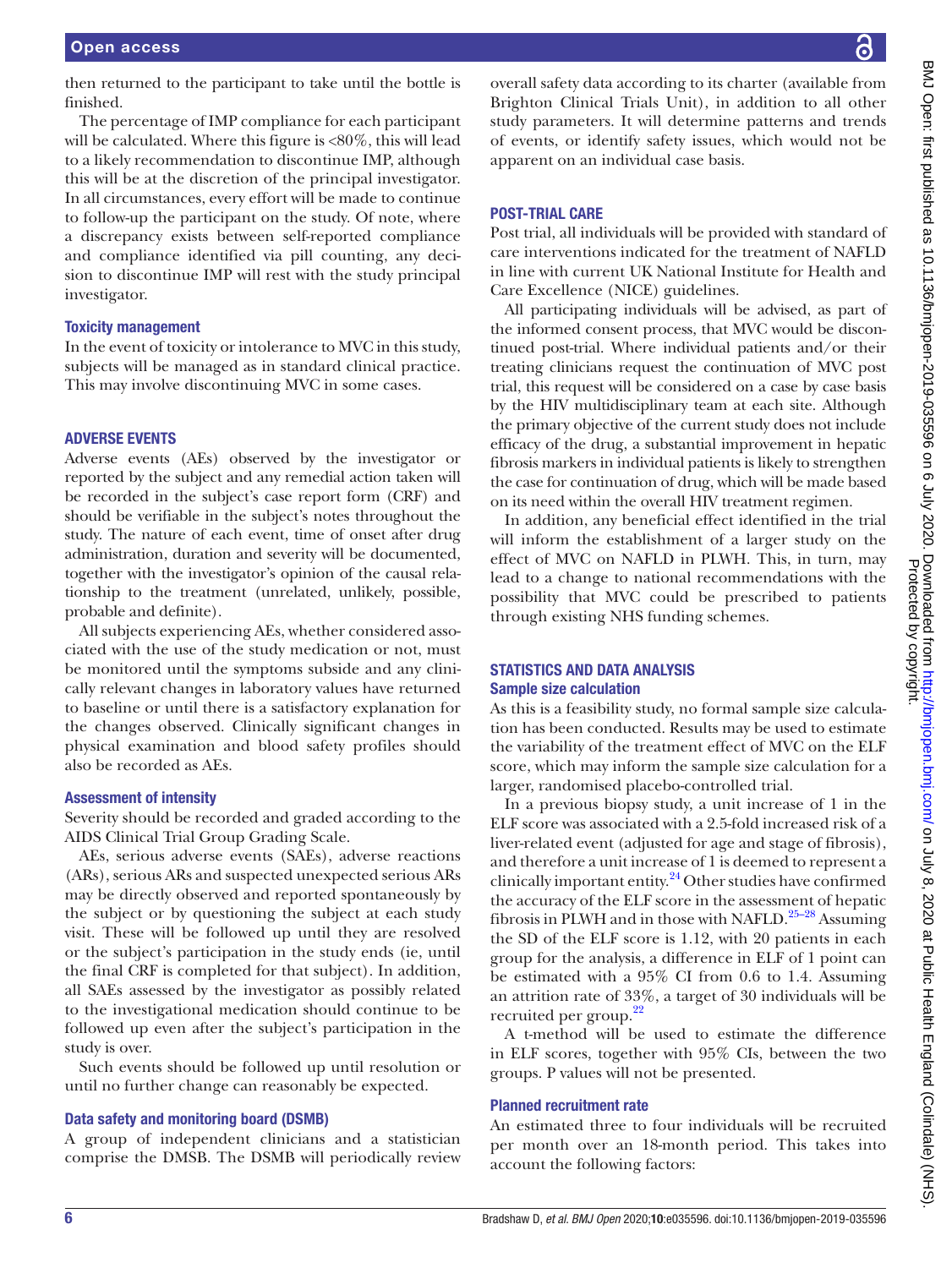then returned to the participant to take until the bottle is finished.

The percentage of IMP compliance for each participant will be calculated. Where this figure is <80%, this will lead to a likely recommendation to discontinue IMP, although this will be at the discretion of the principal investigator. In all circumstances, every effort will be made to continue to follow-up the participant on the study. Of note, where a discrepancy exists between self-reported compliance and compliance identified via pill counting, any decision to discontinue IMP will rest with the study principal investigator.

### Toxicity management

In the event of toxicity or intolerance to MVC in this study, subjects will be managed as in standard clinical practice. This may involve discontinuing MVC in some cases.

## ADVERSE EVENTS

Adverse events (AEs) observed by the investigator or reported by the subject and any remedial action taken will be recorded in the subject's case report form (CRF) and should be verifiable in the subject's notes throughout the study. The nature of each event, time of onset after drug administration, duration and severity will be documented, together with the investigator's opinion of the causal relationship to the treatment (unrelated, unlikely, possible, probable and definite).

All subjects experiencing AEs, whether considered associated with the use of the study medication or not, must be monitored until the symptoms subside and any clinically relevant changes in laboratory values have returned to baseline or until there is a satisfactory explanation for the changes observed. Clinically significant changes in physical examination and blood safety profiles should also be recorded as AEs.

### Assessment of intensity

Severity should be recorded and graded according to the AIDS Clinical Trial Group Grading Scale.

AEs, serious adverse events (SAEs), adverse reactions (ARs), serious ARs and suspected unexpected serious ARs may be directly observed and reported spontaneously by the subject or by questioning the subject at each study visit. These will be followed up until they are resolved or the subject's participation in the study ends (ie, until the final CRF is completed for that subject). In addition, all SAEs assessed by the investigator as possibly related to the investigational medication should continue to be followed up even after the subject's participation in the study is over.

Such events should be followed up until resolution or until no further change can reasonably be expected.

### Data safety and monitoring board (DSMB)

A group of independent clinicians and a statistician comprise the DMSB. The DSMB will periodically review overall safety data according to its charter (available from Brighton Clinical Trials Unit), in addition to all other study parameters. It will determine patterns and trends of events, or identify safety issues, which would not be apparent on an individual case basis.

## POST-TRIAL CARE

Post trial, all individuals will be provided with standard of care interventions indicated for the treatment of NAFLD in line with current UK National Institute for Health and Care Excellence (NICE) guidelines.

All participating individuals will be advised, as part of the informed consent process, that MVC would be discontinued post-trial. Where individual patients and/or their treating clinicians request the continuation of MVC post trial, this request will be considered on a case by case basis by the HIV multidisciplinary team at each site. Although the primary objective of the current study does not include efficacy of the drug, a substantial improvement in hepatic fibrosis markers in individual patients is likely to strengthen the case for continuation of drug, which will be made based on its need within the overall HIV treatment regimen.

In addition, any beneficial effect identified in the trial will inform the establishment of a larger study on the effect of MVC on NAFLD in PLWH. This, in turn, may lead to a change to national recommendations with the possibility that MVC could be prescribed to patients through existing NHS funding schemes.

## STATISTICS AND DATA ANALYSIS

### Sample size calculation

As this is a feasibility study, no formal sample size calculation has been conducted. Results may be used to estimate the variability of the treatment effect of MVC on the ELF score, which may inform the sample size calculation for a larger, randomised placebo-controlled trial.

In a previous biopsy study, a unit increase of 1 in the ELF score was associated with a 2.5-fold increased risk of a liver-related event (adjusted for age and stage of fibrosis), and therefore a unit increase of 1 is deemed to represent a clinically important entity.[24] Other studies have confirmed the accuracy of the ELF score in the assessment of hepatic fibrosis in PLWH and in those with NAFLD.[25–28] Assuming the SD of the ELF score is 1.12, with 20 patients in each group for the analysis, a difference in ELF of 1 point can be estimated with a 95% CI from 0.6 to 1.4. Assuming an attrition rate of 33%, a target of 30 individuals will be recruited per group.[22]

A t-method will be used to estimate the difference in ELF scores, together with 95% CIs, between the two groups. P values will not be presented.

### Planned recruitment rate

An estimated three to four individuals will be recruited per month over an 18-month period. This takes into account the following factors: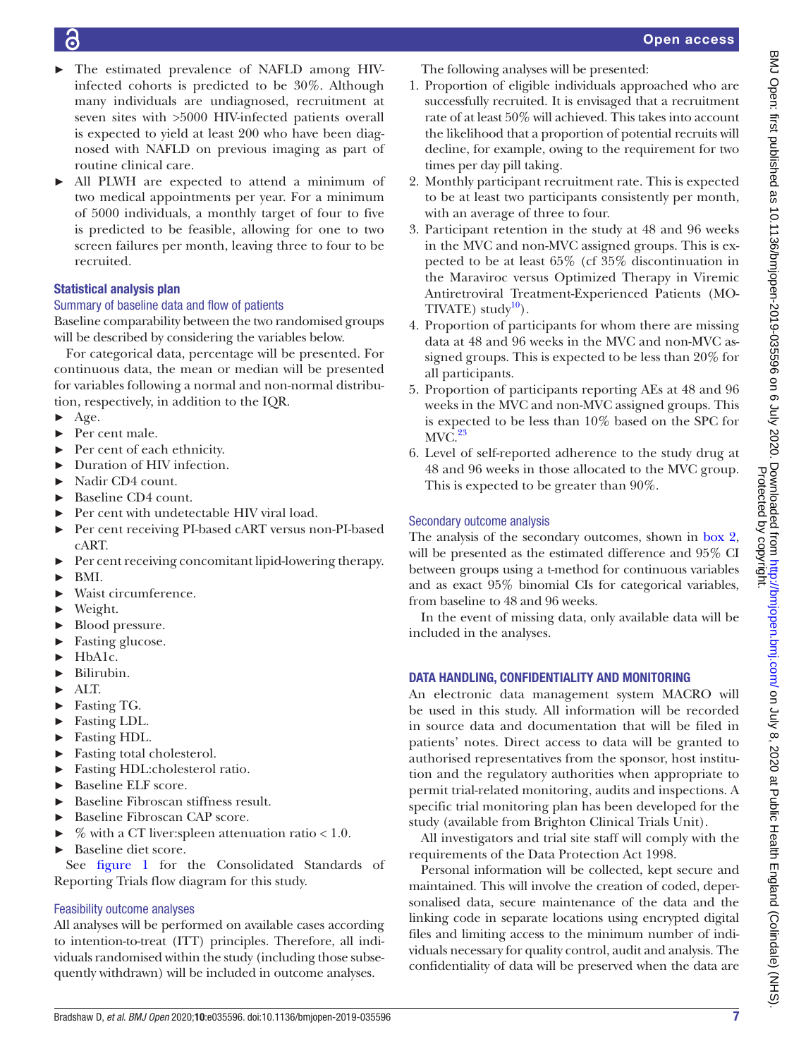- The estimated prevalence of NAFLD among HIV-infected cohorts is predicted to be 30%. Although many individuals are undiagnosed, recruitment at seven sites with >5000 HIV-infected patients overall is expected to yield at least 200 who have been diagnosed with NAFLD on previous imaging as part of routine clinical care.
- All PLWH are expected to attend a minimum of two medical appointments per year. For a minimum of 5000 individuals, a monthly target of four to five is predicted to be feasible, allowing for one to two screen failures per month, leaving three to four to be recruited.

### Statistical analysis plan

#### Summary of baseline data and flow of patients

Baseline comparability between the two randomised groups will be described by considering the variables below.

For categorical data, percentage will be presented. For continuous data, the mean or median will be presented for variables following a normal and non-normal distribution, respectively, in addition to the IQR.

- Age.
- Per cent male.
- Per cent of each ethnicity.
- Duration of HIV infection.
- Nadir CD4 count.
- Baseline CD4 count.
- Per cent with undetectable HIV viral load.
- Per cent receiving PI-based cART versus non-PI-based cART.
- Per cent receiving concomitant lipid-lowering therapy.
- BMI.
- Waist circumference.
- Weight.
- Blood pressure.
- Fasting glucose.
- HbA1c.
- Bilirubin.
- ALT.
- Fasting TG.
- Fasting LDL.
- Fasting HDL.
- Fasting total cholesterol.
- Fasting HDL:cholesterol ratio.
- Baseline ELF score.
- Baseline Fibroscan stiffness result.
- Baseline Fibroscan CAP score.
- % with a CT liver:spleen attenuation ratio < 1.0.
- Baseline diet score.

See figure 1 for the Consolidated Standards of Reporting Trials flow diagram for this study.

#### Feasibility outcome analyses

All analyses will be performed on available cases according to intention-to-treat (ITT) principles. Therefore, all individuals randomised within the study (including those subsequently withdrawn) will be included in outcome analyses.

The following analyses will be presented:

1. Proportion of eligible individuals approached who are successfully recruited. It is envisaged that a recruitment rate of at least 50% will achieved. This takes into account the likelihood that a proportion of potential recruits will decline, for example, owing to the requirement for two times per day pill taking.
2. Monthly participant recruitment rate. This is expected to be at least two participants consistently per month, with an average of three to four.
3. Participant retention in the study at 48 and 96 weeks in the MVC and non-MVC assigned groups. This is expected to be at least 65% (cf 35% discontinuation in the Maraviroc versus Optimized Therapy in Viremic Antiretroviral Treatment-Experienced Patients (MOTIVATE) study[10]).
4. Proportion of participants for whom there are missing data at 48 and 96 weeks in the MVC and non-MVC assigned groups. This is expected to be less than 20% for all participants.
5. Proportion of participants reporting AEs at 48 and 96 weeks in the MVC and non-MVC assigned groups. This is expected to be less than 10% based on the SPC for MVC.[23]
6. Level of self-reported adherence to the study drug at 48 and 96 weeks in those allocated to the MVC group. This is expected to be greater than 90%.

#### Secondary outcome analysis

The analysis of the secondary outcomes, shown in box 2, will be presented as the estimated difference and 95% CI between groups using a t-method for continuous variables and as exact 95% binomial CIs for categorical variables, from baseline to 48 and 96 weeks.

In the event of missing data, only available data will be included in the analyses.

## DATA HANDLING, CONFIDENTIALITY AND MONITORING

An electronic data management system MACRO will be used in this study. All information will be recorded in source data and documentation that will be filed in patients' notes. Direct access to data will be granted to authorised representatives from the sponsor, host institution and the regulatory authorities when appropriate to permit trial-related monitoring, audits and inspections. A specific trial monitoring plan has been developed for the study (available from Brighton Clinical Trials Unit).

All investigators and trial site staff will comply with the requirements of the Data Protection Act 1998.

Personal information will be collected, kept secure and maintained. This will involve the creation of coded, depersonalised data, secure maintenance of the data and the linking code in separate locations using encrypted digital files and limiting access to the minimum number of individuals necessary for quality control, audit and analysis. The confidentiality of data will be preserved when the data are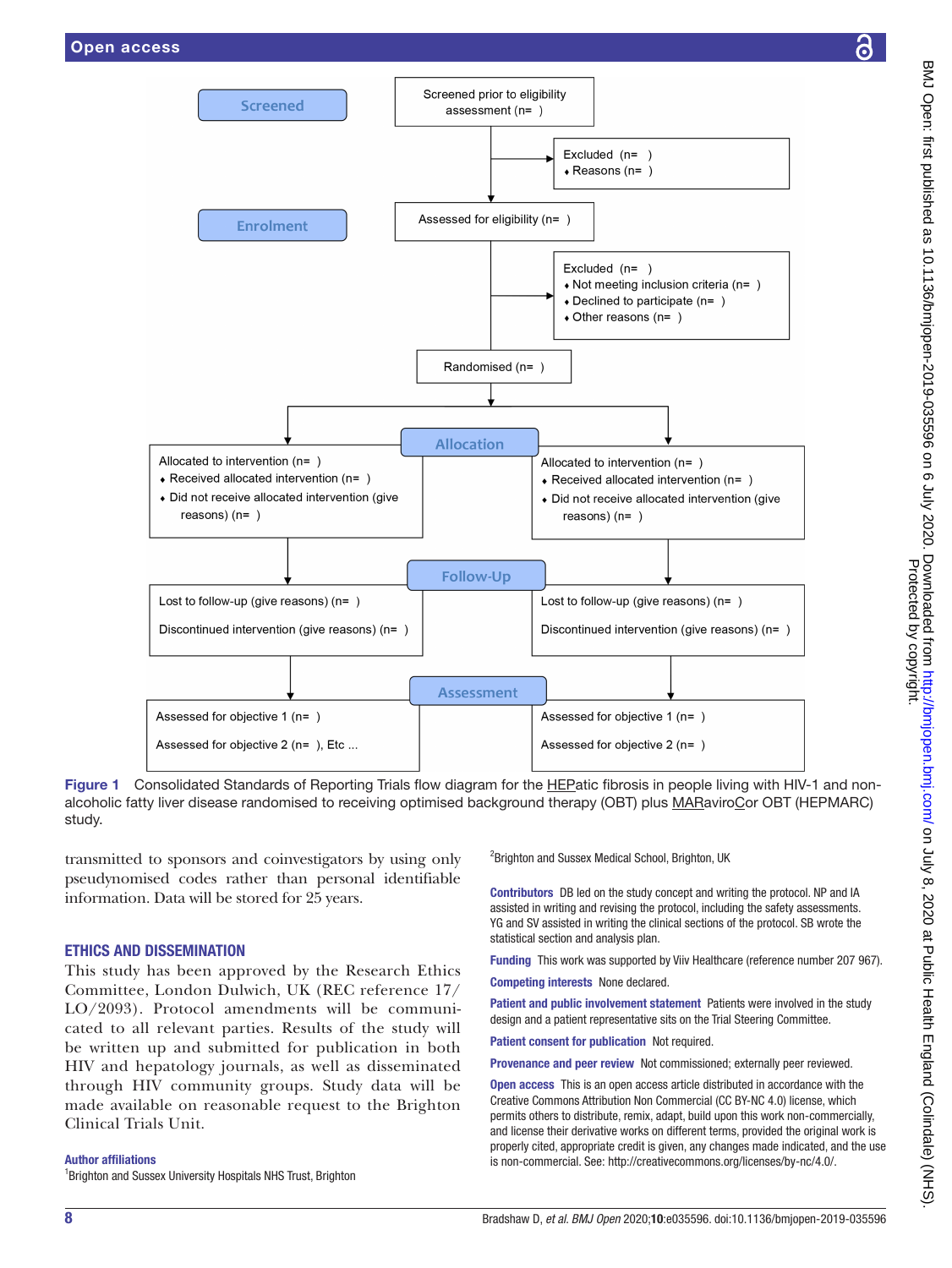Screened

Screened prior to eligibility assessment (n= )

Excluded (n= )
- Reasons (n= )

Enrolment

Assessed for eligibility (n= )

Excluded (n= )
- Not meeting inclusion criteria (n= )
- Declined to participate (n= )
- Other reasons (n= )

Randomised (n= )

Allocation

Allocated to intervention (n= )
- Received allocated intervention (n= )
- Did not receive allocated intervention (give reasons) (n= )

Allocated to intervention (n= )
- Received allocated intervention (n= )
- Did not receive allocated intervention (give reasons) (n= )

Follow-Up

Lost to follow-up (give reasons) (n= )

Discontinued intervention (give reasons) (n= )

Lost to follow-up (give reasons) (n= )

Discontinued intervention (give reasons) (n= )

Assessment

Assessed for objective 1 (n= )

Assessed for objective 2 (n= ), Etc ...

Assessed for objective 1 (n= )

Assessed for objective 2 (n= )

**Figure 1** Consolidated Standards of Reporting Trials flow diagram for the HEPatic fibrosis in people living with HIV-1 and non-alcoholic fatty liver disease randomised to receiving optimised background therapy (OBT) plus MARaviroCor OBT (HEPMARC) study.

transmitted to sponsors and coinvestigators by using only pseudonymised codes rather than personal identifiable information. Data will be stored for 25 years.

## ETHICS AND DISSEMINATION

This study has been approved by the Research Ethics Committee, London Dulwich, UK (REC reference 17/LO/2093). Protocol amendments will be communicated to all relevant parties. Results of the study will be written up and submitted for publication in both HIV and hepatology journals, as well as disseminated through HIV community groups. Study data will be made available on reasonable request to the Brighton Clinical Trials Unit.

**Author affiliations**

[1]Brighton and Sussex University Hospitals NHS Trust, Brighton

[2]Brighton and Sussex Medical School, Brighton, UK

**Contributors** DB led on the study concept and writing the protocol. NP and IA assisted in writing and revising the protocol, including the safety assessments. YG and SV assisted in writing the clinical sections of the protocol. SB wrote the statistical section and analysis plan.

**Funding** This work was supported by Viiv Healthcare (reference number 207 967).

**Competing interests** None declared.

**Patient and public involvement statement** Patients were involved in the study design and a patient representative sits on the Trial Steering Committee.

**Patient consent for publication** Not required.

**Provenance and peer review** Not commissioned; externally peer reviewed.

**Open access** This is an open access article distributed in accordance with the Creative Commons Attribution Non Commercial (CC BY-NC 4.0) license, which permits others to distribute, remix, adapt, build upon this work non-commercially, and license their derivative works on different terms, provided the original work is properly cited, appropriate credit is given, any changes made indicated, and the use is non-commercial. See: http://creativecommons.org/licenses/by-nc/4.0/.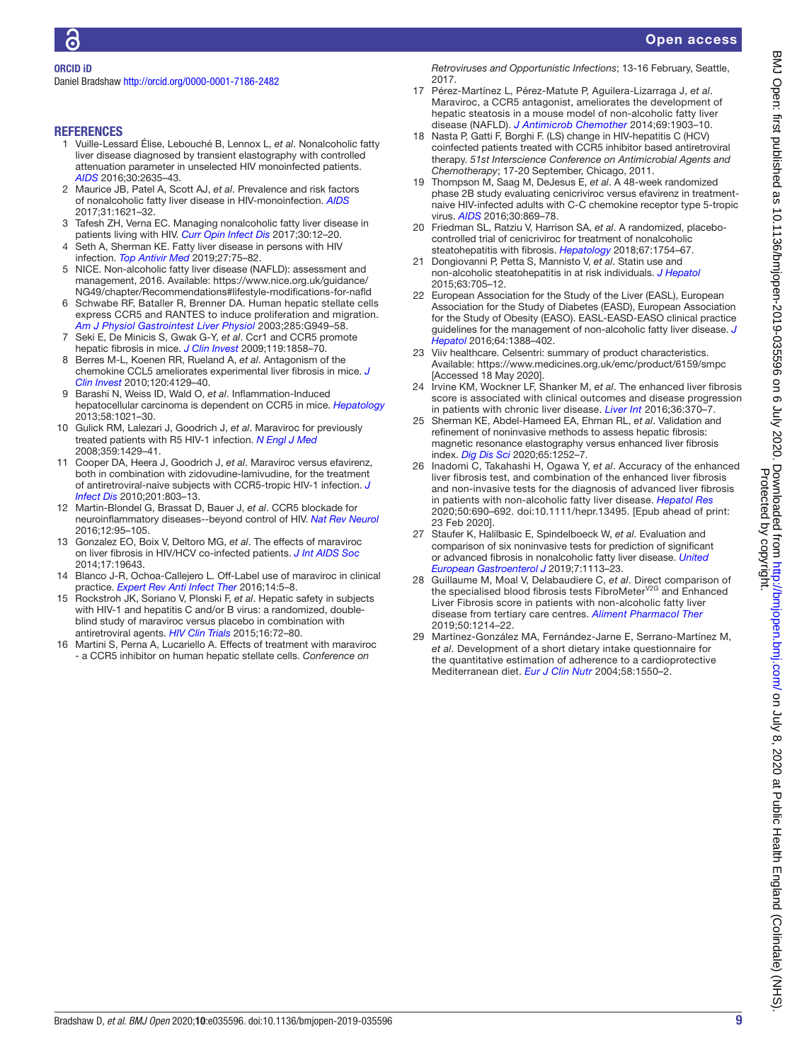**ORCID iD**

Daniel Bradshaw http://orcid.org/0000-0001-7186-2482

## REFERENCES

1. Vuille-Lessard Élise, Lebouché B, Lennox L, *et al*. Nonalcoholic fatty liver disease diagnosed by transient elastography with controlled attenuation parameter in unselected HIV monoinfected patients. *AIDS* 2016;30:2635–43.
2. Maurice JB, Patel A, Scott AJ, *et al*. Prevalence and risk factors of nonalcoholic fatty liver disease in HIV-monoinfection. *AIDS* 2017;31:1621–32.
3. Tafesh ZH, Verna EC. Managing nonalcoholic fatty liver disease in patients living with HIV. *Curr Opin Infect Dis* 2017;30:12–20.
4. Seth A, Sherman KE. Fatty liver disease in persons with HIV infection. *Top Antivir Med* 2019;27:75–82.
5. NICE. Non-alcoholic fatty liver disease (NAFLD): assessment and management, 2016. Available: https://www.nice.org.uk/guidance/NG49/chapter/Recommendations#lifestyle-modifications-for-nafld
6. Schwabe RF, Bataller R, Brenner DA. Human hepatic stellate cells express CCR5 and RANTES to induce proliferation and migration. *Am J Physiol Gastrointest Liver Physiol* 2003;285:G949–58.
7. Seki E, De Minicis S, Gwak G-Y, *et al*. Ccr1 and CCR5 promote hepatic fibrosis in mice. *J Clin Invest* 2009;119:1858–70.
8. Berres M-L, Koenen RR, Rueland A, *et al*. Antagonism of the chemokine CCL5 ameliorates experimental liver fibrosis in mice. *J Clin Invest* 2010;120:4129–40.
9. Barashi N, Weiss ID, Wald O, *et al*. Inflammation-Induced hepatocellular carcinoma is dependent on CCR5 in mice. *Hepatology* 2013;58:1021–30.
10. Gulick RM, Lalezari J, Goodrich J, *et al*. Maraviroc for previously treated patients with R5 HIV-1 infection. *N Engl J Med* 2008;359:1429–41.
11. Cooper DA, Heera J, Goodrich J, *et al*. Maraviroc versus efavirenz, both in combination with zidovudine-lamivudine, for the treatment of antiretroviral-naive subjects with CCR5-tropic HIV-1 infection. *J Infect Dis* 2010;201:803–13.
12. Martin-Blondel G, Brassat D, Bauer J, *et al*. CCR5 blockade for neuroinflammatory diseases--beyond control of HIV. *Nat Rev Neurol* 2016;12:95–105.
13. Gonzalez EO, Boix V, Deltoro MG, *et al*. The effects of maraviroc on liver fibrosis in HIV/HCV co-infected patients. *J Int AIDS Soc* 2014;17:19643.
14. Blanco J-R, Ochoa-Callejero L. Off-Label use of maraviroc in clinical practice. *Expert Rev Anti Infect Ther* 2016;14:5–8.
15. Rockstroh JK, Soriano V, Plonski F, *et al*. Hepatic safety in subjects with HIV-1 and hepatitis C and/or B virus: a randomized, double-blind study of maraviroc versus placebo in combination with antiretroviral agents. *HIV Clin Trials* 2015;16:72–80.
16. Martini S, Perna A, Lucariello A. Effects of treatment with maraviroc - a CCR5 inhibitor on human hepatic stellate cells. *Conference on Retroviruses and Opportunistic Infections*; 13-16 February, Seattle, 2017.
17. Pérez-Martínez L, Pérez-Matute P, Aguilera-Lizarraga J, *et al*. Maraviroc, a CCR5 antagonist, ameliorates the development of hepatic steatosis in a mouse model of non-alcoholic fatty liver disease (NAFLD). *J Antimicrob Chemother* 2014;69:1903–10.
18. Nasta P, Gatti F, Borghi F. (LS) change in HIV-hepatitis C (HCV) coinfected patients treated with CCR5 inhibitor based antiretroviral therapy. *51st Interscience Conference on Antimicrobial Agents and Chemotherapy*; 17-20 September, Chicago, 2011.
19. Thompson M, Saag M, DeJesus E, *et al*. A 48-week randomized phase 2B study evaluating cenicriviroc versus efavirenz in treatment-naive HIV-infected adults with C-C chemokine receptor type 5-tropic virus. *AIDS* 2016;30:869–78.
20. Friedman SL, Ratziu V, Harrison SA, *et al*. A randomized, placebo-controlled trial of cenicriviroc for treatment of nonalcoholic steatohepatitis with fibrosis. *Hepatology* 2018;67:1754–67.
21. Dongiovanni P, Petta S, Mannisto V, *et al*. Statin use and non-alcoholic steatohepatitis in at risk individuals. *J Hepatol* 2015;63:705–12.
22. European Association for the Study of the Liver (EASL), European Association for the Study of Diabetes (EASD), European Association for the Study of Obesity (EASO). EASL-EASD-EASO clinical practice guidelines for the management of non-alcoholic fatty liver disease. *J Hepatol* 2016;64:1388–402.
23. Viiv healthcare. Celsentri: summary of product characteristics. Available: https://www.medicines.org.uk/emc/product/6159/smpc [Accessed 18 May 2020].
24. Irvine KM, Wockner LF, Shanker M, *et al*. The enhanced liver fibrosis score is associated with clinical outcomes and disease progression in patients with chronic liver disease. *Liver Int* 2016;36:370–7.
25. Sherman KE, Abdel-Hameed EA, Ehman RL, *et al*. Validation and refinement of noninvasive methods to assess hepatic fibrosis: magnetic resonance elastography versus enhanced liver fibrosis index. *Dig Dis Sci* 2020;65:1252–7.
26. Inadomi C, Takahashi H, Ogawa Y, *et al*. Accuracy of the enhanced liver fibrosis test, and combination of the enhanced liver fibrosis and non-invasive tests for the diagnosis of advanced liver fibrosis in patients with non-alcoholic fatty liver disease. *Hepatol Res* 2020;50:690–692. doi:10.1111/hepr.13495. [Epub ahead of print: 23 Feb 2020].
27. Staufer K, Halilbasic E, Spindelboeck W, *et al*. Evaluation and comparison of six noninvasive tests for prediction of significant or advanced fibrosis in nonalcoholic fatty liver disease. *United European Gastroenterol J* 2019;7:1113–23.
28. Guillaume M, Moal V, Delabaudiere C, *et al*. Direct comparison of the specialised blood fibrosis tests FibroMeter$^{V2G}$ and Enhanced Liver Fibrosis score in patients with non-alcoholic fatty liver disease from tertiary care centres. *Aliment Pharmacol Ther* 2019;50:1214–22.
29. Martínez-González MA, Fernández-Jarne E, Serrano-Martínez M, *et al*. Development of a short dietary intake questionnaire for the quantitative estimation of adherence to a cardioprotective Mediterranean diet. *Eur J Clin Nutr* 2004;58:1550–2.